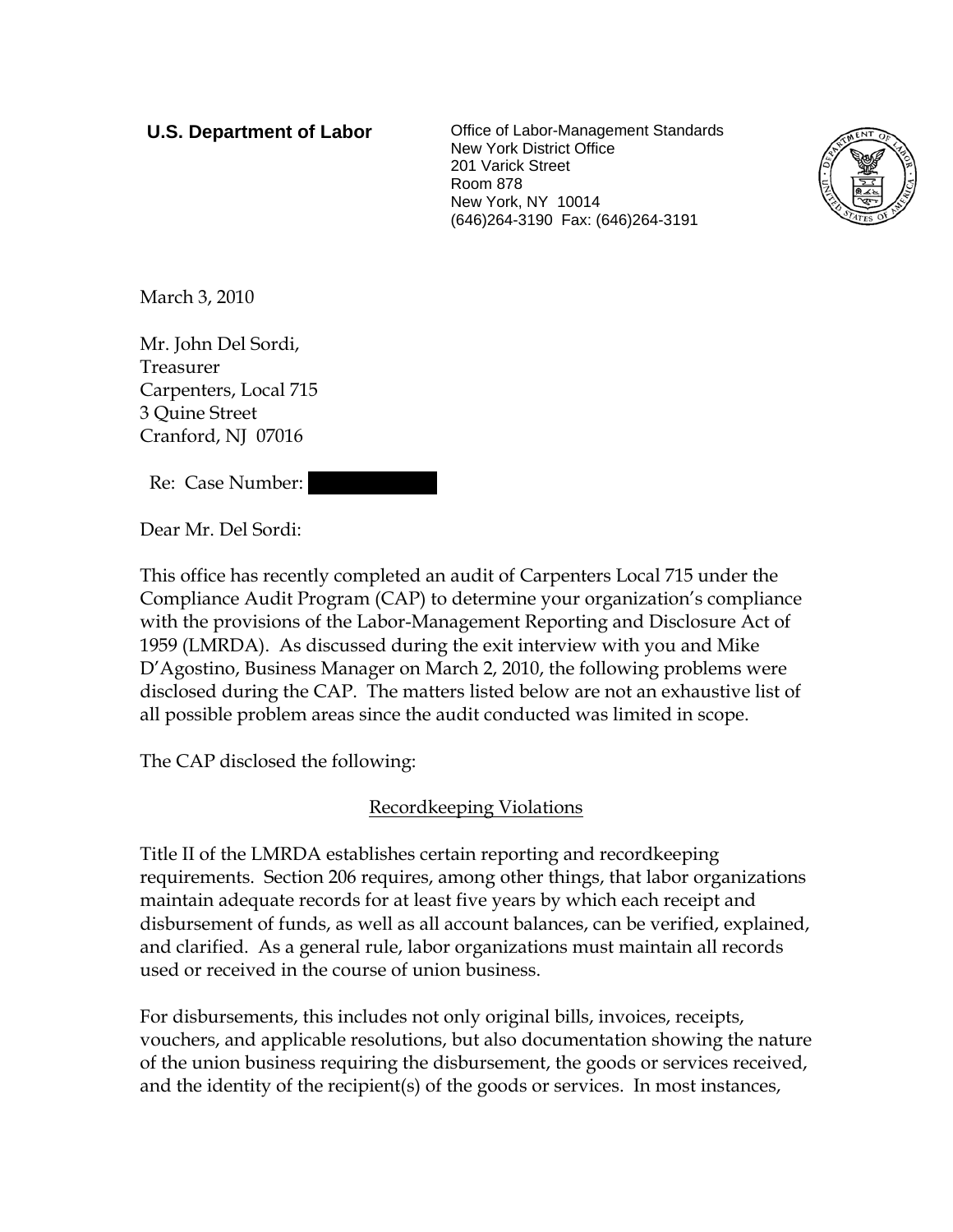**U.S. Department of Labor**

Office of Labor-Management Standards
New York District Office
201 Varick Street
Room 878
New York, NY 10014
(646)264-3190 Fax: (646)264-3191

March 3, 2010

Mr. John Del Sordi,
Treasurer
Carpenters, Local 715
3 Quine Street
Cranford, NJ 07016

Re: Case Number:

Dear Mr. Del Sordi:

This office has recently completed an audit of Carpenters Local 715 under the Compliance Audit Program (CAP) to determine your organization's compliance with the provisions of the Labor-Management Reporting and Disclosure Act of 1959 (LMRDA). As discussed during the exit interview with you and Mike D'Agostino, Business Manager on March 2, 2010, the following problems were disclosed during the CAP. The matters listed below are not an exhaustive list of all possible problem areas since the audit conducted was limited in scope.

The CAP disclosed the following:

Recordkeeping Violations

Title II of the LMRDA establishes certain reporting and recordkeeping requirements. Section 206 requires, among other things, that labor organizations maintain adequate records for at least five years by which each receipt and disbursement of funds, as well as all account balances, can be verified, explained, and clarified. As a general rule, labor organizations must maintain all records used or received in the course of union business.

For disbursements, this includes not only original bills, invoices, receipts, vouchers, and applicable resolutions, but also documentation showing the nature of the union business requiring the disbursement, the goods or services received, and the identity of the recipient(s) of the goods or services. In most instances,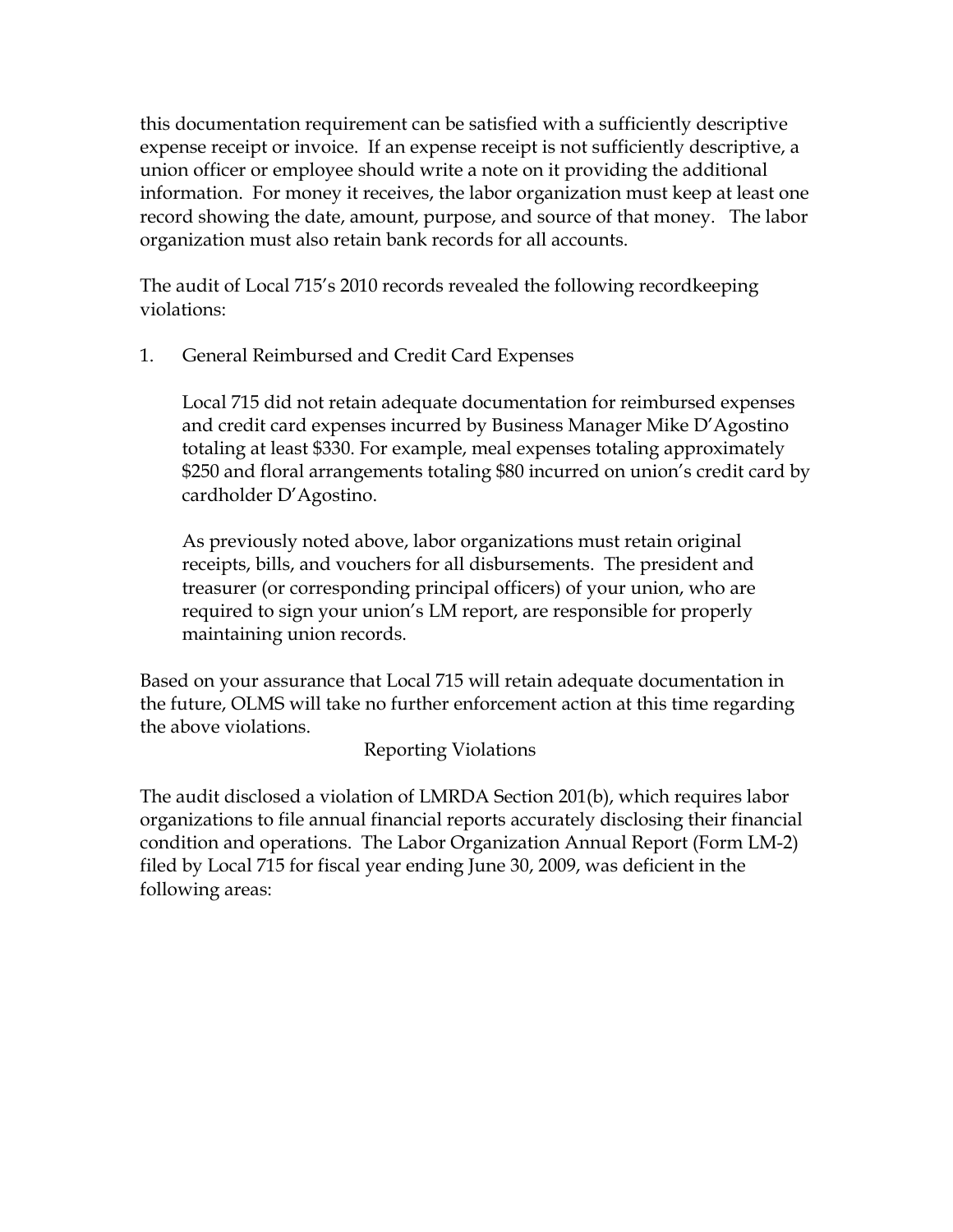this documentation requirement can be satisfied with a sufficiently descriptive expense receipt or invoice. If an expense receipt is not sufficiently descriptive, a union officer or employee should write a note on it providing the additional information. For money it receives, the labor organization must keep at least one record showing the date, amount, purpose, and source of that money. The labor organization must also retain bank records for all accounts.

The audit of Local 715's 2010 records revealed the following recordkeeping violations:

1. General Reimbursed and Credit Card Expenses

   Local 715 did not retain adequate documentation for reimbursed expenses and credit card expenses incurred by Business Manager Mike D'Agostino totaling at least $330. For example, meal expenses totaling approximately $250 and floral arrangements totaling $80 incurred on union's credit card by cardholder D'Agostino.

   As previously noted above, labor organizations must retain original receipts, bills, and vouchers for all disbursements. The president and treasurer (or corresponding principal officers) of your union, who are required to sign your union's LM report, are responsible for properly maintaining union records.

Based on your assurance that Local 715 will retain adequate documentation in the future, OLMS will take no further enforcement action at this time regarding the above violations.

## Reporting Violations

The audit disclosed a violation of LMRDA Section 201(b), which requires labor organizations to file annual financial reports accurately disclosing their financial condition and operations. The Labor Organization Annual Report (Form LM-2) filed by Local 715 for fiscal year ending June 30, 2009, was deficient in the following areas: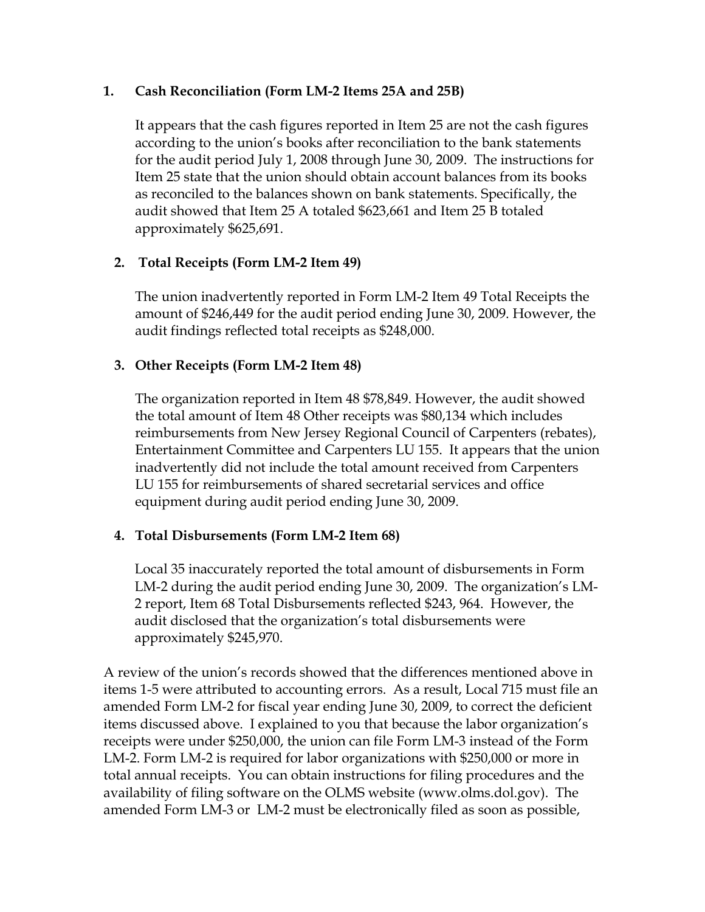1. **Cash Reconciliation (Form LM-2 Items 25A and 25B)**

   It appears that the cash figures reported in Item 25 are not the cash figures according to the union's books after reconciliation to the bank statements for the audit period July 1, 2008 through June 30, 2009. The instructions for Item 25 state that the union should obtain account balances from its books as reconciled to the balances shown on bank statements. Specifically, the audit showed that Item 25 A totaled $623,661 and Item 25 B totaled approximately $625,691.

2. **Total Receipts (Form LM-2 Item 49)**

   The union inadvertently reported in Form LM-2 Item 49 Total Receipts the amount of $246,449 for the audit period ending June 30, 2009. However, the audit findings reflected total receipts as $248,000.

3. **Other Receipts (Form LM-2 Item 48)**

   The organization reported in Item 48 $78,849. However, the audit showed the total amount of Item 48 Other receipts was $80,134 which includes reimbursements from New Jersey Regional Council of Carpenters (rebates), Entertainment Committee and Carpenters LU 155. It appears that the union inadvertently did not include the total amount received from Carpenters LU 155 for reimbursements of shared secretarial services and office equipment during audit period ending June 30, 2009.

4. **Total Disbursements (Form LM-2 Item 68)**

   Local 35 inaccurately reported the total amount of disbursements in Form LM-2 during the audit period ending June 30, 2009. The organization's LM-2 report, Item 68 Total Disbursements reflected $243, 964. However, the audit disclosed that the organization's total disbursements were approximately $245,970.

A review of the union's records showed that the differences mentioned above in items 1-5 were attributed to accounting errors. As a result, Local 715 must file an amended Form LM-2 for fiscal year ending June 30, 2009, to correct the deficient items discussed above. I explained to you that because the labor organization's receipts were under $250,000, the union can file Form LM-3 instead of the Form LM-2. Form LM-2 is required for labor organizations with $250,000 or more in total annual receipts. You can obtain instructions for filing procedures and the availability of filing software on the OLMS website (www.olms.dol.gov). The amended Form LM-3 or LM-2 must be electronically filed as soon as possible,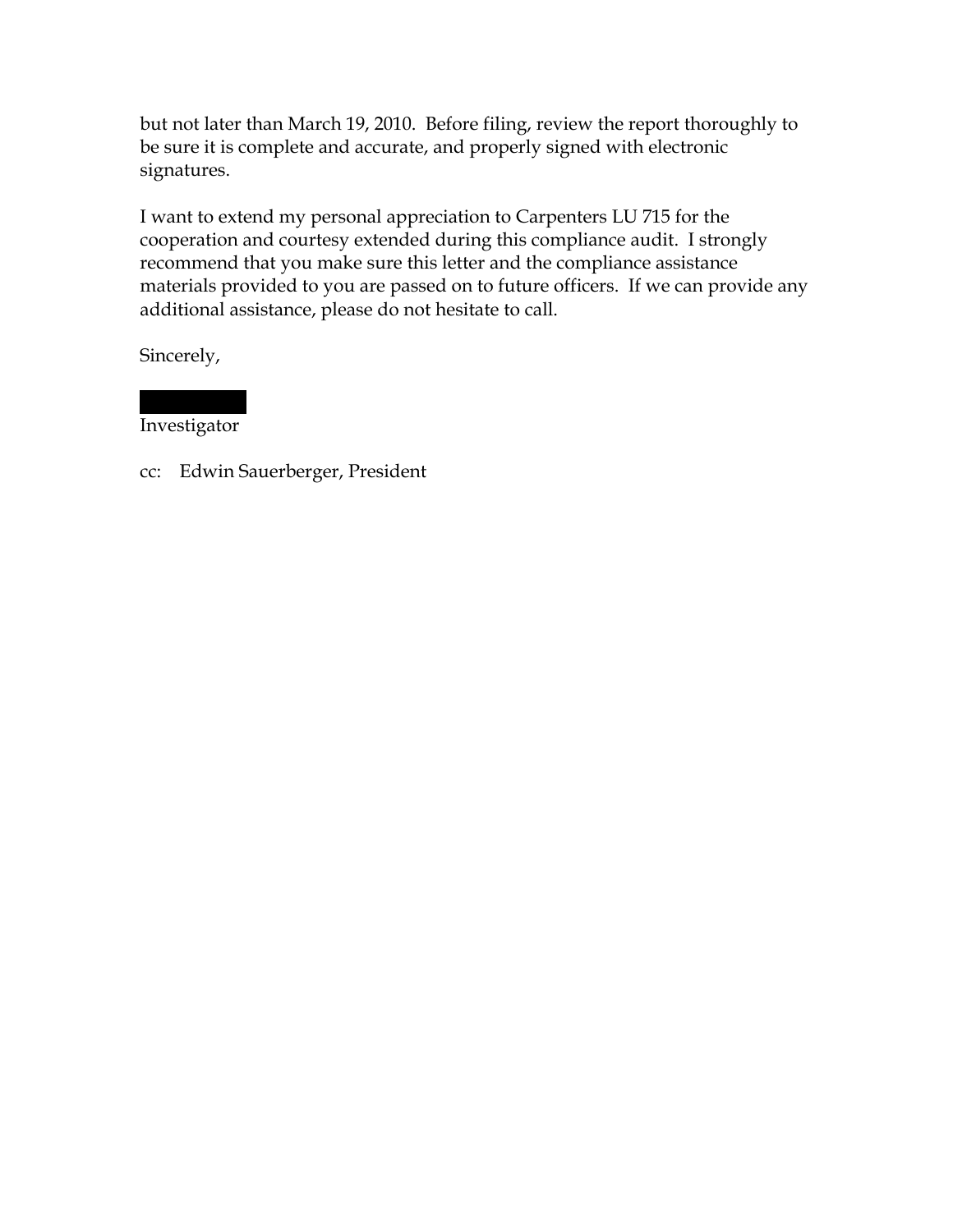but not later than March 19, 2010. Before filing, review the report thoroughly to be sure it is complete and accurate, and properly signed with electronic signatures.

I want to extend my personal appreciation to Carpenters LU 715 for the cooperation and courtesy extended during this compliance audit. I strongly recommend that you make sure this letter and the compliance assistance materials provided to you are passed on to future officers. If we can provide any additional assistance, please do not hesitate to call.

Sincerely,

Investigator

cc: Edwin Sauerberger, President